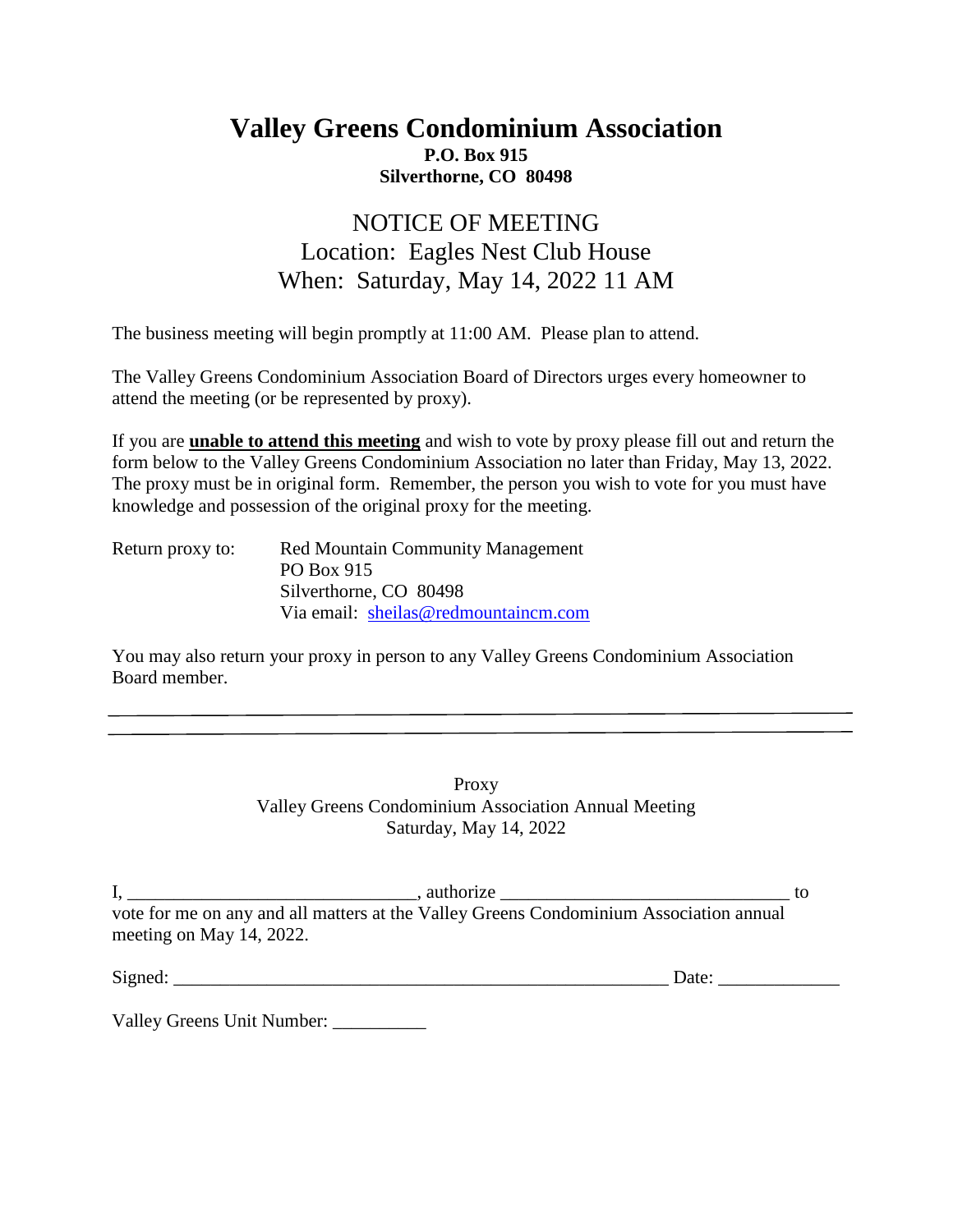# Valley Greens Condominium Association

**P.O. Box 915**
**Silverthorne, CO 80498**

## NOTICE OF MEETING
## Location: Eagles Nest Club House
## When: Saturday, May 14, 2022 11 AM

The business meeting will begin promptly at 11:00 AM. Please plan to attend.

The Valley Greens Condominium Association Board of Directors urges every homeowner to attend the meeting (or be represented by proxy).

If you are **unable to attend this meeting** and wish to vote by proxy please fill out and return the form below to the Valley Greens Condominium Association no later than Friday, May 13, 2022. The proxy must be in original form. Remember, the person you wish to vote for you must have knowledge and possession of the original proxy for the meeting.

Return proxy to:
Red Mountain Community Management
PO Box 915
Silverthorne, CO 80498
Via email: sheilas@redmountaincm.com

You may also return your proxy in person to any Valley Greens Condominium Association Board member.

---

Proxy
Valley Greens Condominium Association Annual Meeting
Saturday, May 14, 2022

I, ______________________________, authorize ______________________________ to vote for me on any and all matters at the Valley Greens Condominium Association annual meeting on May 14, 2022.

Signed: ____________________________________________________ Date: ____________

Valley Greens Unit Number: __________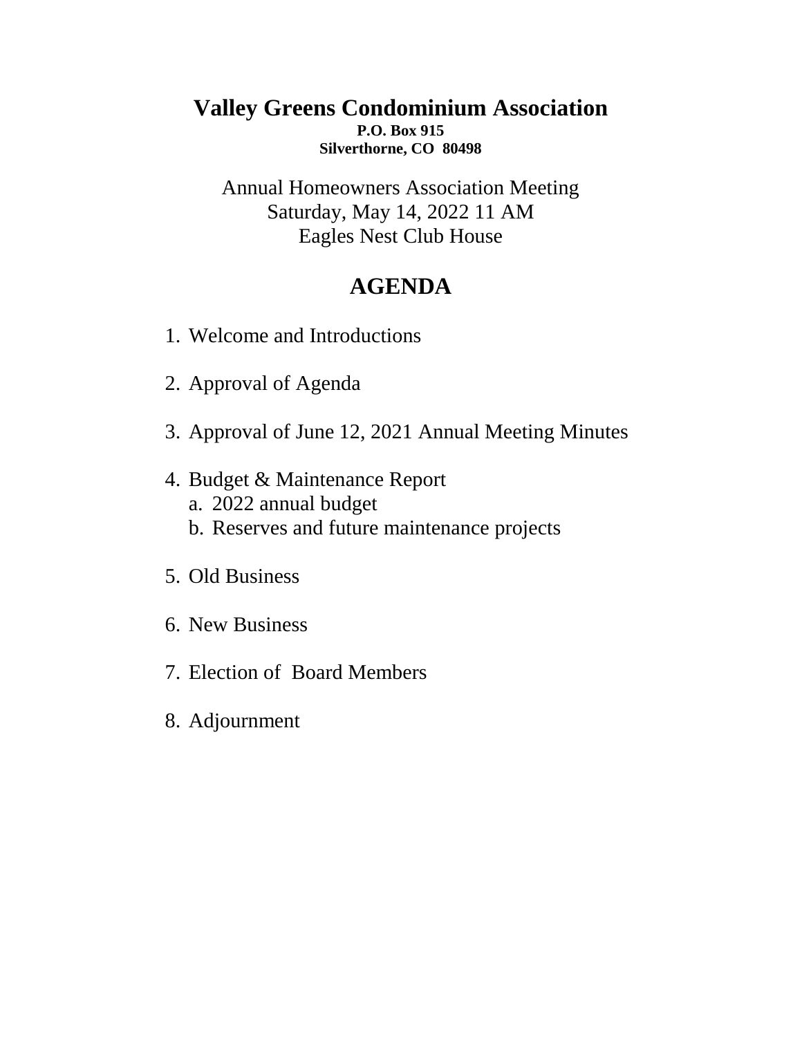# Valley Greens Condominium Association

**P.O. Box 915**
**Silverthorne, CO 80498**

Annual Homeowners Association Meeting
Saturday, May 14, 2022 11 AM
Eagles Nest Club House

## AGENDA

1. Welcome and Introductions

2. Approval of Agenda

3. Approval of June 12, 2021 Annual Meeting Minutes

4. Budget & Maintenance Report
   a. 2022 annual budget
   b. Reserves and future maintenance projects

5. Old Business

6. New Business

7. Election of Board Members

8. Adjournment